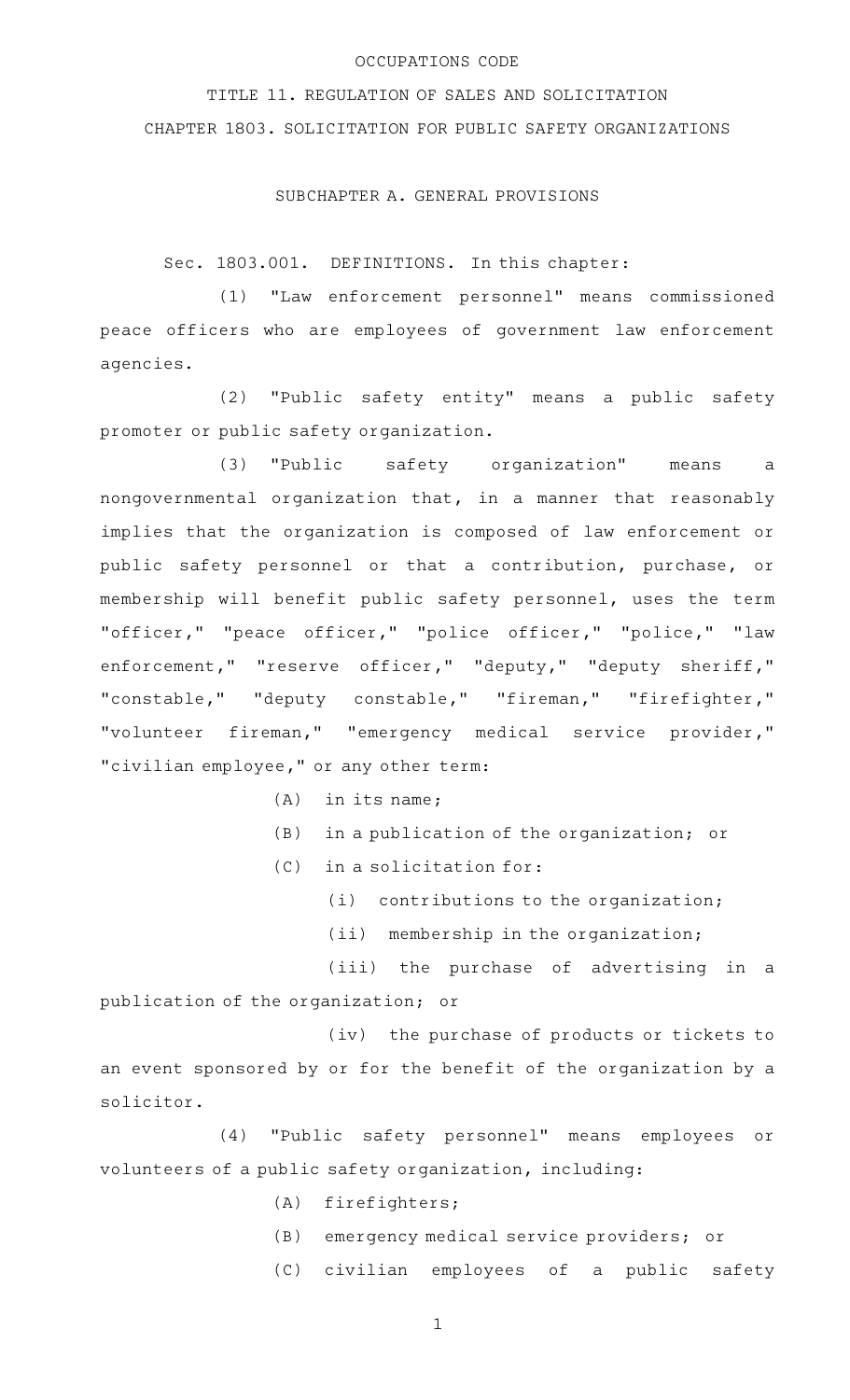OCCUPATIONS CODE

TITLE 11. REGULATION OF SALES AND SOLICITATION

CHAPTER 1803. SOLICITATION FOR PUBLIC SAFETY ORGANIZATIONS

SUBCHAPTER A. GENERAL PROVISIONS

Sec. 1803.001. DEFINITIONS. In this chapter:

(1) "Law enforcement personnel" means commissioned peace officers who are employees of government law enforcement agencies.

(2) "Public safety entity" means a public safety promoter or public safety organization.

(3) "Public safety organization" means a nongovernmental organization that, in a manner that reasonably implies that the organization is composed of law enforcement or public safety personnel or that a contribution, purchase, or membership will benefit public safety personnel, uses the term "officer," "peace officer," "police officer," "police," "law enforcement," "reserve officer," "deputy," "deputy sheriff," "constable," "deputy constable," "fireman," "firefighter," "volunteer fireman," "emergency medical service provider," "civilian employee," or any other term:

(A) in its name;

(B) in a publication of the organization; or

(C) in a solicitation for:

(i) contributions to the organization;

(ii) membership in the organization;

(iii) the purchase of advertising in a publication of the organization; or

(iv) the purchase of products or tickets to an event sponsored by or for the benefit of the organization by a solicitor.

(4) "Public safety personnel" means employees or volunteers of a public safety organization, including:

(A) firefighters;

(B) emergency medical service providers; or

(C) civilian employees of a public safety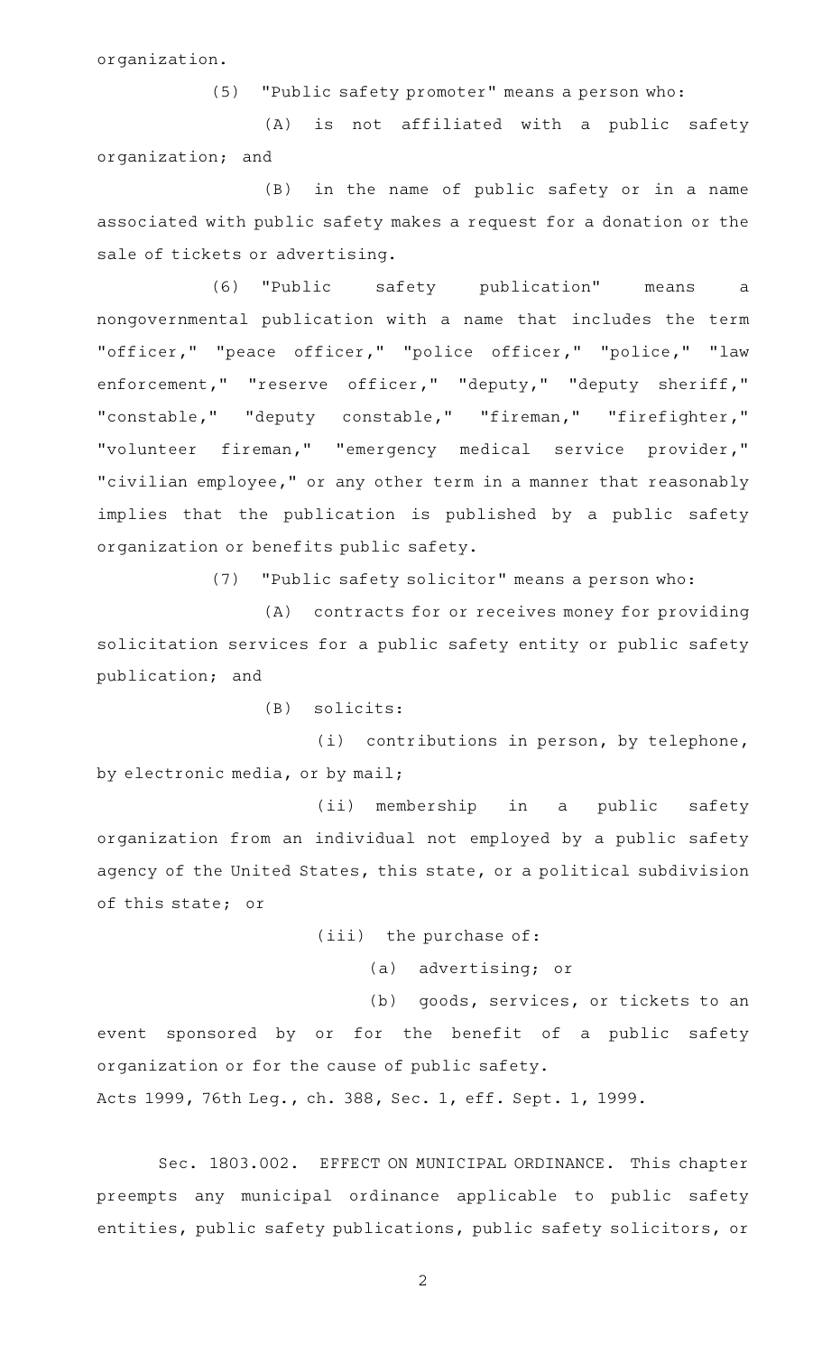organization.

(5) "Public safety promoter" means a person who:

(A) is not affiliated with a public safety organization; and

(B) in the name of public safety or in a name associated with public safety makes a request for a donation or the sale of tickets or advertising.

(6) "Public safety publication" means a nongovernmental publication with a name that includes the term "officer," "peace officer," "police officer," "police," "law enforcement," "reserve officer," "deputy," "deputy sheriff," "constable," "deputy constable," "fireman," "firefighter," "volunteer fireman," "emergency medical service provider," "civilian employee," or any other term in a manner that reasonably implies that the publication is published by a public safety organization or benefits public safety.

(7) "Public safety solicitor" means a person who:

(A) contracts for or receives money for providing solicitation services for a public safety entity or public safety publication; and

(B) solicits:

(i) contributions in person, by telephone, by electronic media, or by mail;

(ii) membership in a public safety organization from an individual not employed by a public safety agency of the United States, this state, or a political subdivision of this state; or

(iii) the purchase of:

(a) advertising; or

(b) goods, services, or tickets to an event sponsored by or for the benefit of a public safety organization or for the cause of public safety.

Acts 1999, 76th Leg., ch. 388, Sec. 1, eff. Sept. 1, 1999.

Sec. 1803.002. EFFECT ON MUNICIPAL ORDINANCE. This chapter preempts any municipal ordinance applicable to public safety entities, public safety publications, public safety solicitors, or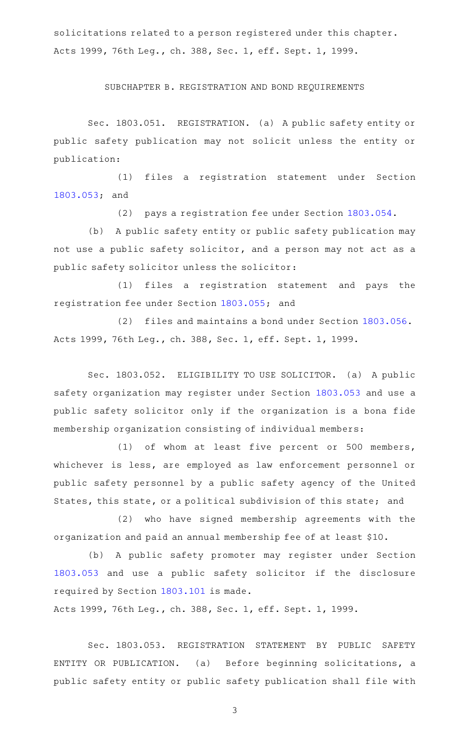solicitations related to a person registered under this chapter.
Acts 1999, 76th Leg., ch. 388, Sec. 1, eff. Sept. 1, 1999.

SUBCHAPTER B. REGISTRATION AND BOND REQUIREMENTS

Sec. 1803.051. REGISTRATION. (a) A public safety entity or public safety publication may not solicit unless the entity or publication:

(1) files a registration statement under Section 1803.053; and

(2) pays a registration fee under Section 1803.054.

(b) A public safety entity or public safety publication may not use a public safety solicitor, and a person may not act as a public safety solicitor unless the solicitor:

(1) files a registration statement and pays the registration fee under Section 1803.055; and

(2) files and maintains a bond under Section 1803.056.

Acts 1999, 76th Leg., ch. 388, Sec. 1, eff. Sept. 1, 1999.

Sec. 1803.052. ELIGIBILITY TO USE SOLICITOR. (a) A public safety organization may register under Section 1803.053 and use a public safety solicitor only if the organization is a bona fide membership organization consisting of individual members:

(1) of whom at least five percent or 500 members, whichever is less, are employed as law enforcement personnel or public safety personnel by a public safety agency of the United States, this state, or a political subdivision of this state; and

(2) who have signed membership agreements with the organization and paid an annual membership fee of at least $10.

(b) A public safety promoter may register under Section 1803.053 and use a public safety solicitor if the disclosure required by Section 1803.101 is made.

Acts 1999, 76th Leg., ch. 388, Sec. 1, eff. Sept. 1, 1999.

Sec. 1803.053. REGISTRATION STATEMENT BY PUBLIC SAFETY ENTITY OR PUBLICATION. (a) Before beginning solicitations, a public safety entity or public safety publication shall file with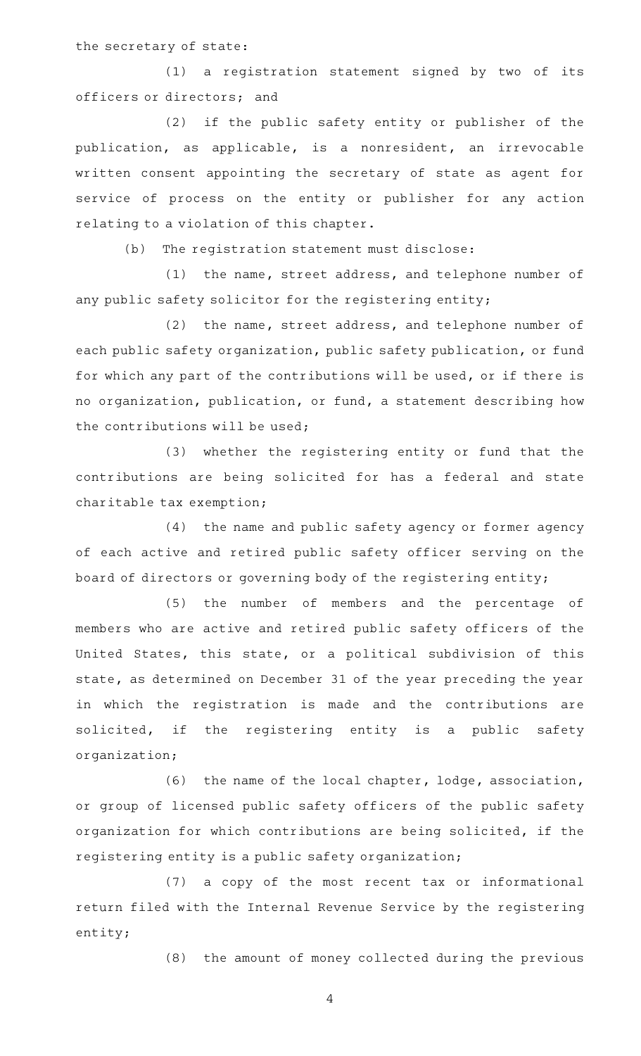the secretary of state:

(1) a registration statement signed by two of its officers or directors; and

(2) if the public safety entity or publisher of the publication, as applicable, is a nonresident, an irrevocable written consent appointing the secretary of state as agent for service of process on the entity or publisher for any action relating to a violation of this chapter.

(b) The registration statement must disclose:

(1) the name, street address, and telephone number of any public safety solicitor for the registering entity;

(2) the name, street address, and telephone number of each public safety organization, public safety publication, or fund for which any part of the contributions will be used, or if there is no organization, publication, or fund, a statement describing how the contributions will be used;

(3) whether the registering entity or fund that the contributions are being solicited for has a federal and state charitable tax exemption;

(4) the name and public safety agency or former agency of each active and retired public safety officer serving on the board of directors or governing body of the registering entity;

(5) the number of members and the percentage of members who are active and retired public safety officers of the United States, this state, or a political subdivision of this state, as determined on December 31 of the year preceding the year in which the registration is made and the contributions are solicited, if the registering entity is a public safety organization;

(6) the name of the local chapter, lodge, association, or group of licensed public safety officers of the public safety organization for which contributions are being solicited, if the registering entity is a public safety organization;

(7) a copy of the most recent tax or informational return filed with the Internal Revenue Service by the registering entity;

(8) the amount of money collected during the previous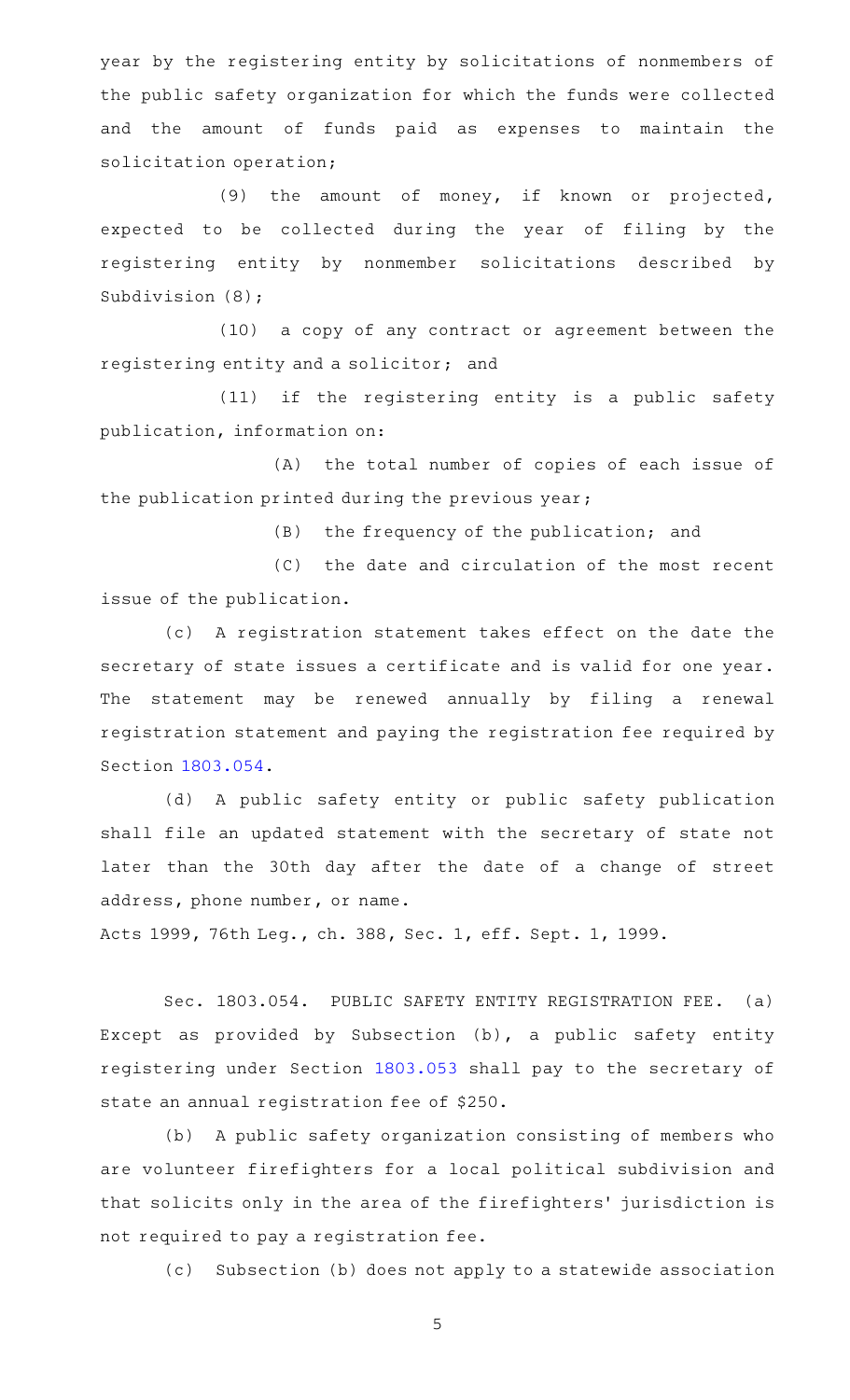year by the registering entity by solicitations of nonmembers of the public safety organization for which the funds were collected and the amount of funds paid as expenses to maintain the solicitation operation;

(9) the amount of money, if known or projected, expected to be collected during the year of filing by the registering entity by nonmember solicitations described by Subdivision (8);

(10) a copy of any contract or agreement between the registering entity and a solicitor; and

(11) if the registering entity is a public safety publication, information on:

(A) the total number of copies of each issue of the publication printed during the previous year;

(B) the frequency of the publication; and

(C) the date and circulation of the most recent issue of the publication.

(c) A registration statement takes effect on the date the secretary of state issues a certificate and is valid for one year. The statement may be renewed annually by filing a renewal registration statement and paying the registration fee required by Section 1803.054.

(d) A public safety entity or public safety publication shall file an updated statement with the secretary of state not later than the 30th day after the date of a change of street address, phone number, or name.

Acts 1999, 76th Leg., ch. 388, Sec. 1, eff. Sept. 1, 1999.

Sec. 1803.054. PUBLIC SAFETY ENTITY REGISTRATION FEE. (a) Except as provided by Subsection (b), a public safety entity registering under Section 1803.053 shall pay to the secretary of state an annual registration fee of $250.

(b) A public safety organization consisting of members who are volunteer firefighters for a local political subdivision and that solicits only in the area of the firefighters' jurisdiction is not required to pay a registration fee.

(c) Subsection (b) does not apply to a statewide association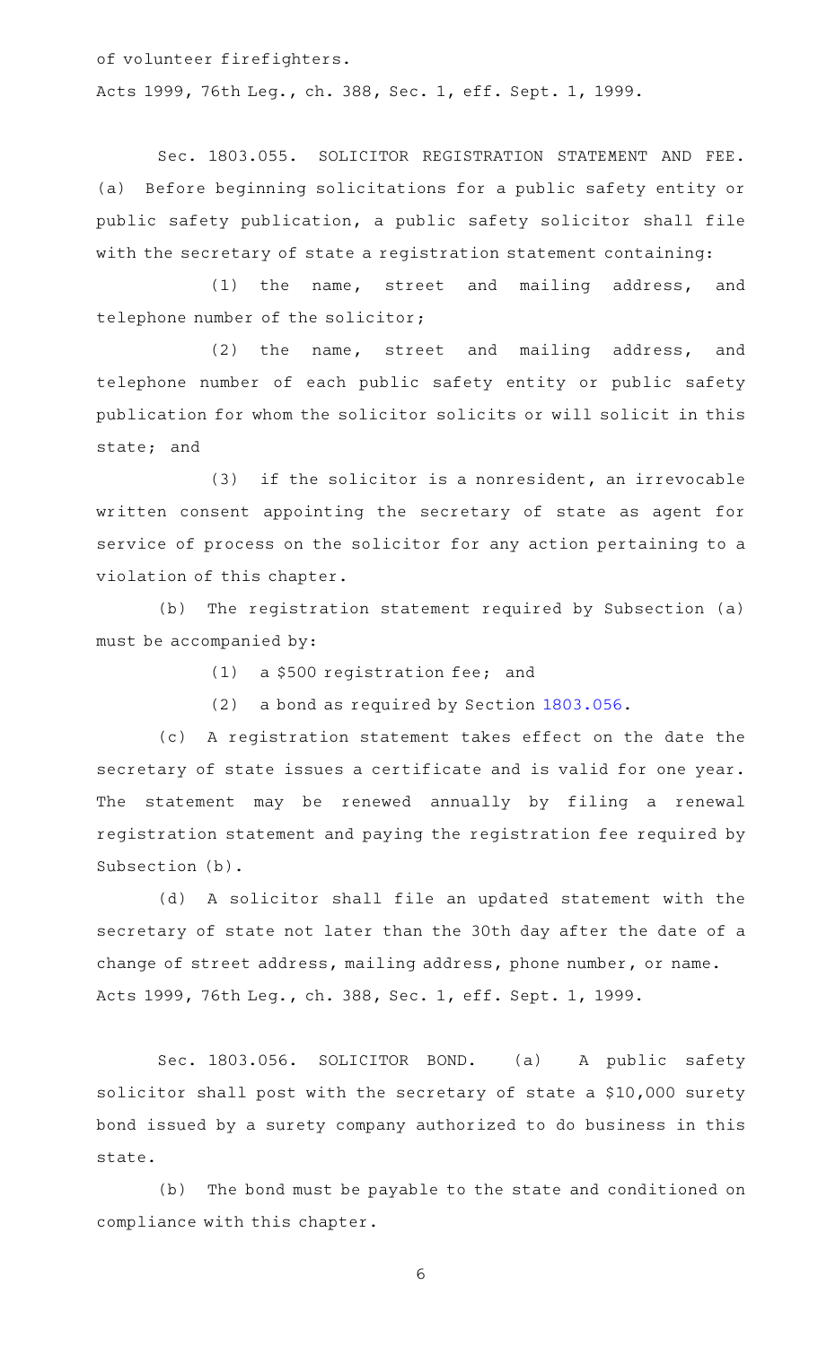of volunteer firefighters.

Acts 1999, 76th Leg., ch. 388, Sec. 1, eff. Sept. 1, 1999.

Sec. 1803.055. SOLICITOR REGISTRATION STATEMENT AND FEE. (a) Before beginning solicitations for a public safety entity or public safety publication, a public safety solicitor shall file with the secretary of state a registration statement containing:

(1) the name, street and mailing address, and telephone number of the solicitor;

(2) the name, street and mailing address, and telephone number of each public safety entity or public safety publication for whom the solicitor solicits or will solicit in this state; and

(3) if the solicitor is a nonresident, an irrevocable written consent appointing the secretary of state as agent for service of process on the solicitor for any action pertaining to a violation of this chapter.

(b) The registration statement required by Subsection (a) must be accompanied by:

(1) a $500 registration fee; and

(2) a bond as required by Section 1803.056.

(c) A registration statement takes effect on the date the secretary of state issues a certificate and is valid for one year. The statement may be renewed annually by filing a renewal registration statement and paying the registration fee required by Subsection (b).

(d) A solicitor shall file an updated statement with the secretary of state not later than the 30th day after the date of a change of street address, mailing address, phone number, or name.

Acts 1999, 76th Leg., ch. 388, Sec. 1, eff. Sept. 1, 1999.

Sec. 1803.056. SOLICITOR BOND. (a) A public safety solicitor shall post with the secretary of state a $10,000 surety bond issued by a surety company authorized to do business in this state.

(b) The bond must be payable to the state and conditioned on compliance with this chapter.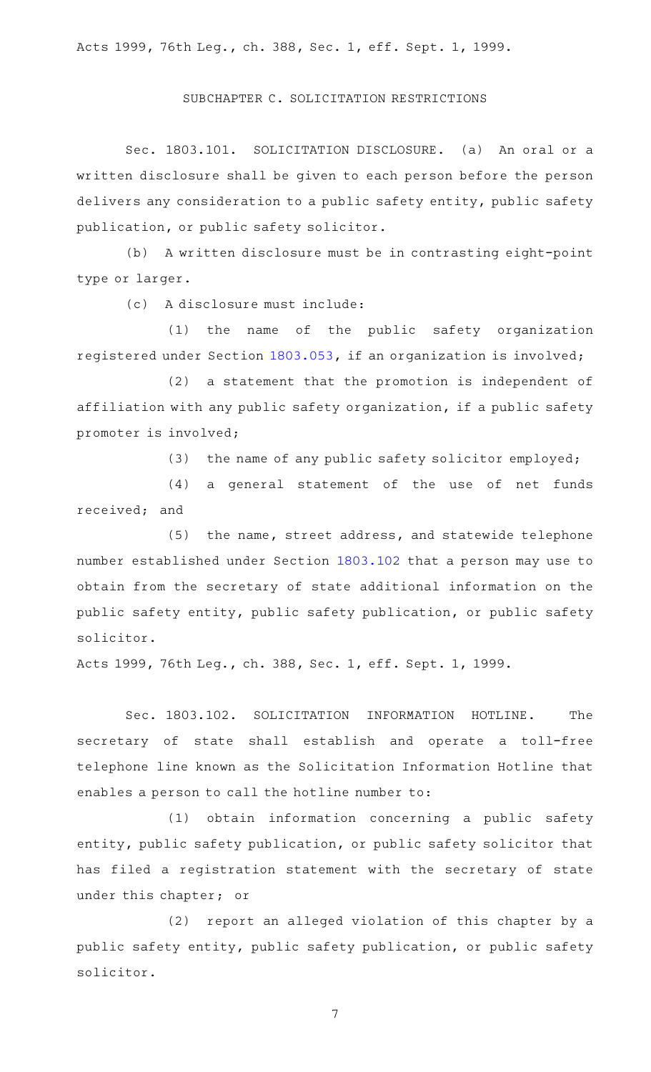Acts 1999, 76th Leg., ch. 388, Sec. 1, eff. Sept. 1, 1999.

## SUBCHAPTER C. SOLICITATION RESTRICTIONS

Sec. 1803.101. SOLICITATION DISCLOSURE. (a) An oral or a written disclosure shall be given to each person before the person delivers any consideration to a public safety entity, public safety publication, or public safety solicitor.

(b) A written disclosure must be in contrasting eight-point type or larger.

(c) A disclosure must include:

(1) the name of the public safety organization registered under Section 1803.053, if an organization is involved;

(2) a statement that the promotion is independent of affiliation with any public safety organization, if a public safety promoter is involved;

(3) the name of any public safety solicitor employed;

(4) a general statement of the use of net funds received; and

(5) the name, street address, and statewide telephone number established under Section 1803.102 that a person may use to obtain from the secretary of state additional information on the public safety entity, public safety publication, or public safety solicitor.

Acts 1999, 76th Leg., ch. 388, Sec. 1, eff. Sept. 1, 1999.

Sec. 1803.102. SOLICITATION INFORMATION HOTLINE. The secretary of state shall establish and operate a toll-free telephone line known as the Solicitation Information Hotline that enables a person to call the hotline number to:

(1) obtain information concerning a public safety entity, public safety publication, or public safety solicitor that has filed a registration statement with the secretary of state under this chapter; or

(2) report an alleged violation of this chapter by a public safety entity, public safety publication, or public safety solicitor.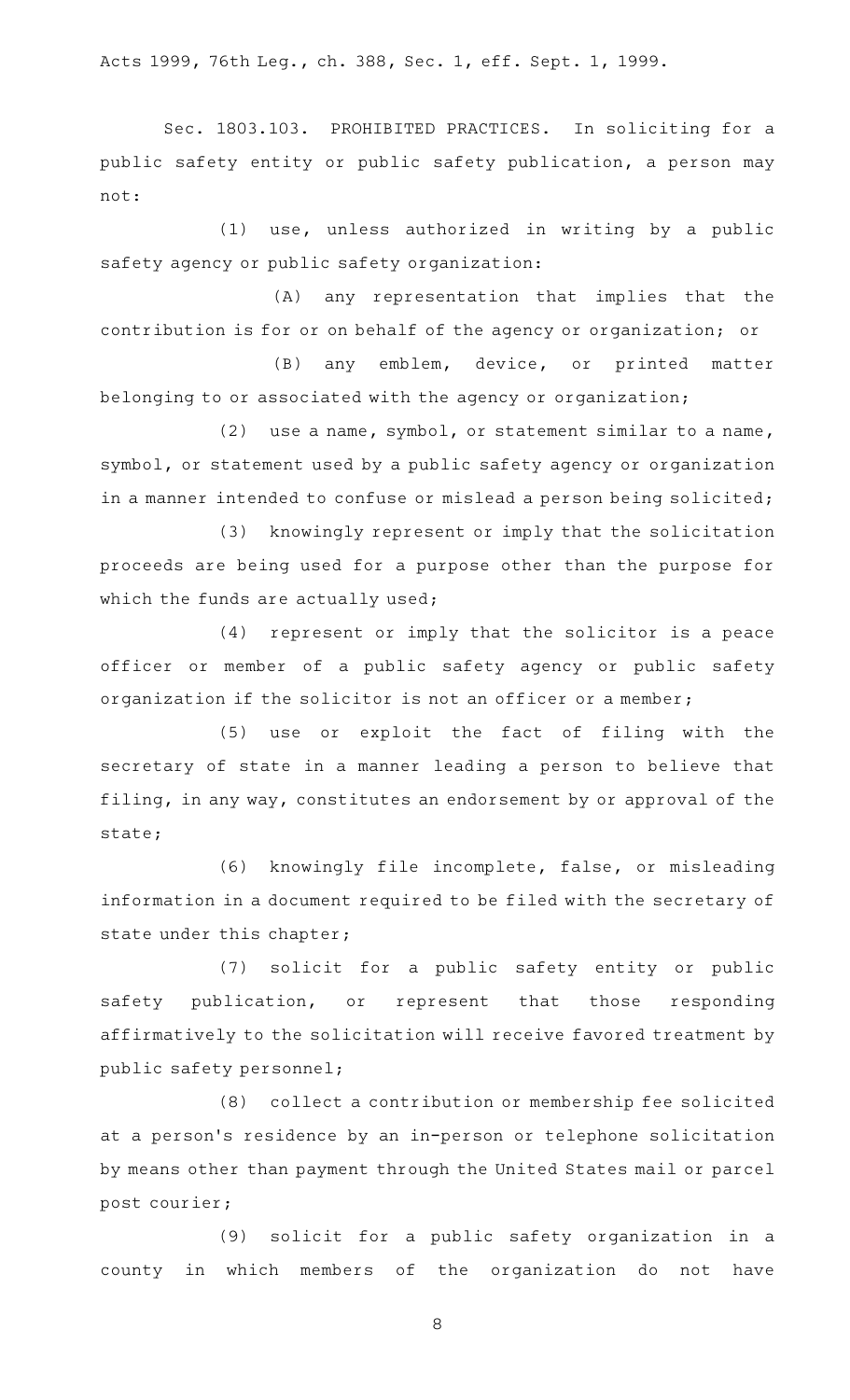Acts 1999, 76th Leg., ch. 388, Sec. 1, eff. Sept. 1, 1999.

Sec. 1803.103. PROHIBITED PRACTICES. In soliciting for a public safety entity or public safety publication, a person may not:

(1) use, unless authorized in writing by a public safety agency or public safety organization:

(A) any representation that implies that the contribution is for or on behalf of the agency or organization; or

(B) any emblem, device, or printed matter belonging to or associated with the agency or organization;

(2) use a name, symbol, or statement similar to a name, symbol, or statement used by a public safety agency or organization in a manner intended to confuse or mislead a person being solicited;

(3) knowingly represent or imply that the solicitation proceeds are being used for a purpose other than the purpose for which the funds are actually used;

(4) represent or imply that the solicitor is a peace officer or member of a public safety agency or public safety organization if the solicitor is not an officer or a member;

(5) use or exploit the fact of filing with the secretary of state in a manner leading a person to believe that filing, in any way, constitutes an endorsement by or approval of the state;

(6) knowingly file incomplete, false, or misleading information in a document required to be filed with the secretary of state under this chapter;

(7) solicit for a public safety entity or public safety publication, or represent that those responding affirmatively to the solicitation will receive favored treatment by public safety personnel;

(8) collect a contribution or membership fee solicited at a person's residence by an in-person or telephone solicitation by means other than payment through the United States mail or parcel post courier;

(9) solicit for a public safety organization in a county in which members of the organization do not have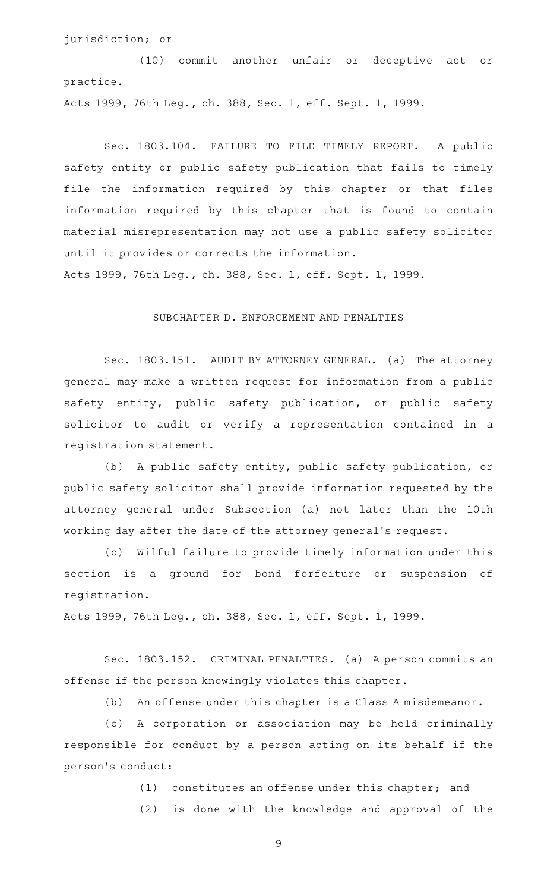jurisdiction; or

(10) commit another unfair or deceptive act or practice.

Acts 1999, 76th Leg., ch. 388, Sec. 1, eff. Sept. 1, 1999.

Sec. 1803.104. FAILURE TO FILE TIMELY REPORT. A public safety entity or public safety publication that fails to timely file the information required by this chapter or that files information required by this chapter that is found to contain material misrepresentation may not use a public safety solicitor until it provides or corrects the information.

Acts 1999, 76th Leg., ch. 388, Sec. 1, eff. Sept. 1, 1999.

SUBCHAPTER D. ENFORCEMENT AND PENALTIES

Sec. 1803.151. AUDIT BY ATTORNEY GENERAL. (a) The attorney general may make a written request for information from a public safety entity, public safety publication, or public safety solicitor to audit or verify a representation contained in a registration statement.

(b) A public safety entity, public safety publication, or public safety solicitor shall provide information requested by the attorney general under Subsection (a) not later than the 10th working day after the date of the attorney general's request.

(c) Wilful failure to provide timely information under this section is a ground for bond forfeiture or suspension of registration.

Acts 1999, 76th Leg., ch. 388, Sec. 1, eff. Sept. 1, 1999.

Sec. 1803.152. CRIMINAL PENALTIES. (a) A person commits an offense if the person knowingly violates this chapter.

(b) An offense under this chapter is a Class A misdemeanor.

(c) A corporation or association may be held criminally responsible for conduct by a person acting on its behalf if the person's conduct:

(1) constitutes an offense under this chapter; and

(2) is done with the knowledge and approval of the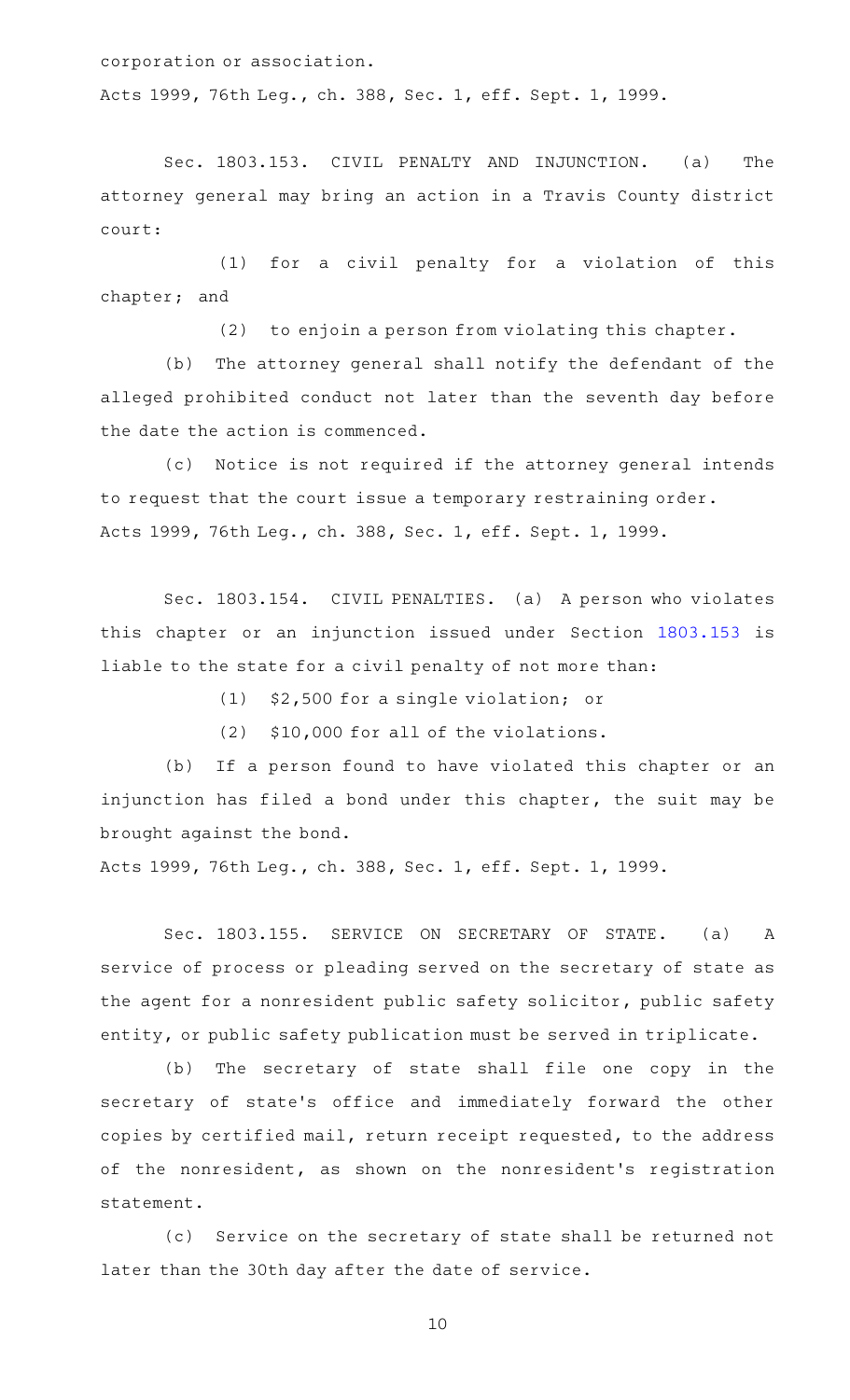corporation or association.

Acts 1999, 76th Leg., ch. 388, Sec. 1, eff. Sept. 1, 1999.

Sec. 1803.153. CIVIL PENALTY AND INJUNCTION. (a) The attorney general may bring an action in a Travis County district court:

(1) for a civil penalty for a violation of this chapter; and

(2) to enjoin a person from violating this chapter.

(b) The attorney general shall notify the defendant of the alleged prohibited conduct not later than the seventh day before the date the action is commenced.

(c) Notice is not required if the attorney general intends to request that the court issue a temporary restraining order.

Acts 1999, 76th Leg., ch. 388, Sec. 1, eff. Sept. 1, 1999.

Sec. 1803.154. CIVIL PENALTIES. (a) A person who violates this chapter or an injunction issued under Section 1803.153 is liable to the state for a civil penalty of not more than:

(1) $2,500 for a single violation; or

(2) $10,000 for all of the violations.

(b) If a person found to have violated this chapter or an injunction has filed a bond under this chapter, the suit may be brought against the bond.

Acts 1999, 76th Leg., ch. 388, Sec. 1, eff. Sept. 1, 1999.

Sec. 1803.155. SERVICE ON SECRETARY OF STATE. (a) A service of process or pleading served on the secretary of state as the agent for a nonresident public safety solicitor, public safety entity, or public safety publication must be served in triplicate.

(b) The secretary of state shall file one copy in the secretary of state's office and immediately forward the other copies by certified mail, return receipt requested, to the address of the nonresident, as shown on the nonresident's registration statement.

(c) Service on the secretary of state shall be returned not later than the 30th day after the date of service.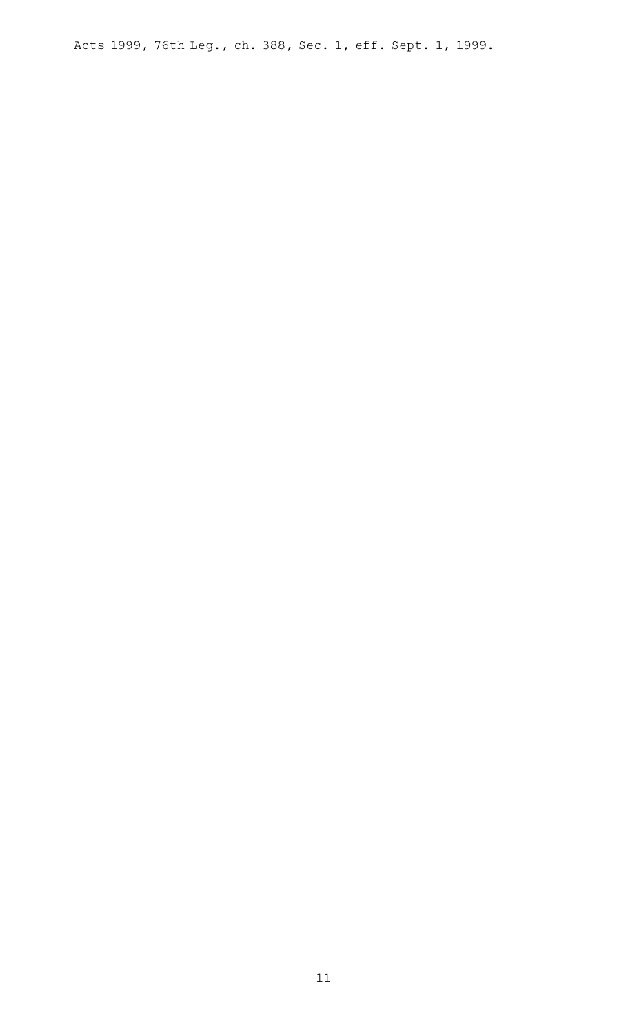Acts 1999, 76th Leg., ch. 388, Sec. 1, eff. Sept. 1, 1999.